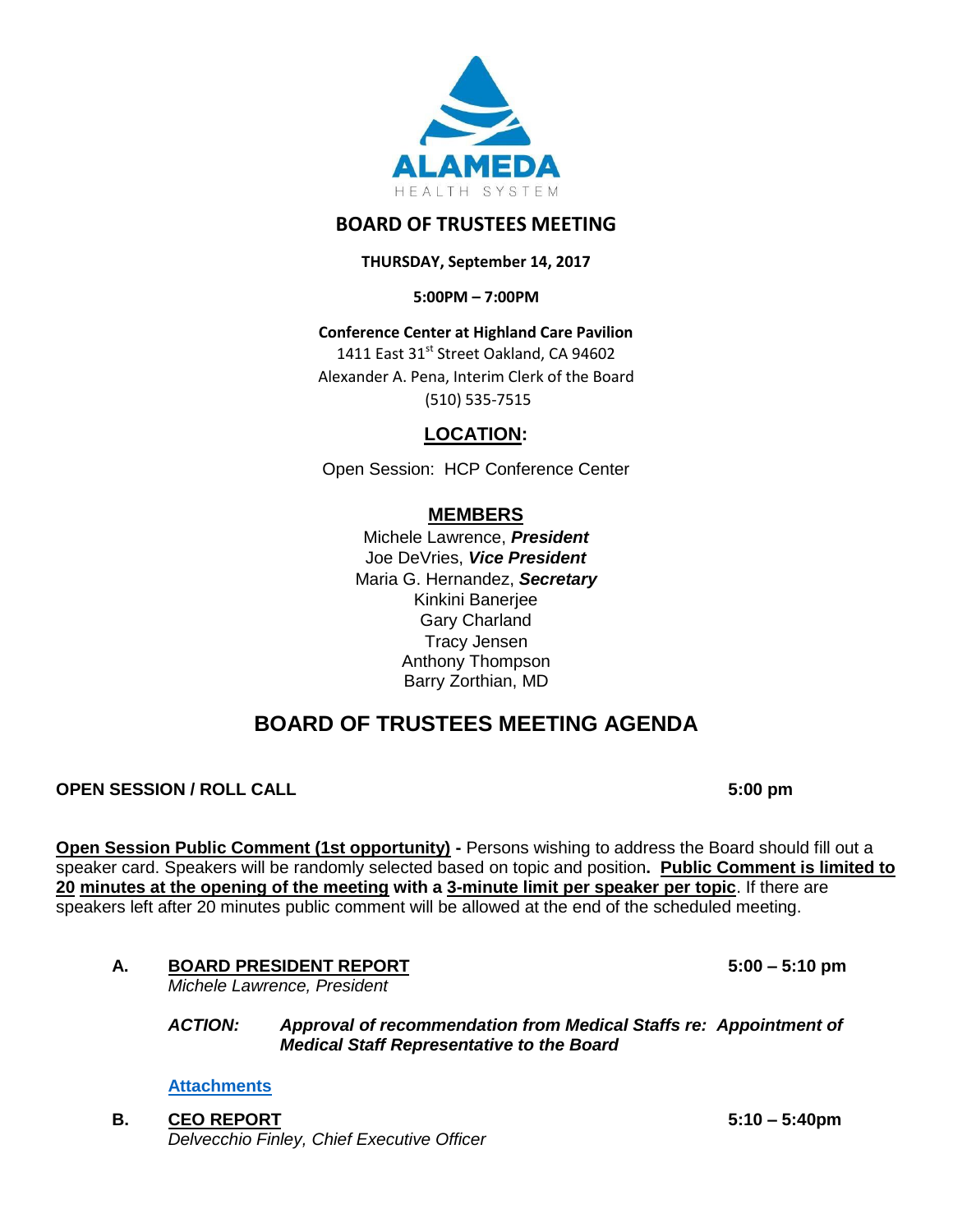ALAMEDA
HEALTH SYSTEM

# BOARD OF TRUSTEES MEETING

**THURSDAY, September 14, 2017**

**5:00PM – 7:00PM**

**Conference Center at Highland Care Pavilion**
1411 East 31st Street Oakland, CA 94602
Alexander A. Pena, Interim Clerk of the Board
(510) 535-7515

## LOCATION:

Open Session: HCP Conference Center

## MEMBERS

Michele Lawrence, ***President***
Joe DeVries, ***Vice President***
Maria G. Hernandez, ***Secretary***
Kinkini Banerjee
Gary Charland
Tracy Jensen
Anthony Thompson
Barry Zorthian, MD

# BOARD OF TRUSTEES MEETING AGENDA

**OPEN SESSION / ROLL CALL** **5:00 pm**

**Open Session Public Comment (1st opportunity) -** Persons wishing to address the Board should fill out a speaker card. Speakers will be randomly selected based on topic and position**. Public Comment is limited to 20 minutes at the opening of the meeting with a 3-minute limit per speaker per topic**. If there are speakers left after 20 minutes public comment will be allowed at the end of the scheduled meeting.

**A. BOARD PRESIDENT REPORT** **5:00 – 5:10 pm**
*Michele Lawrence, President*

***ACTION:*** ***Approval of recommendation from Medical Staffs re: Appointment of Medical Staff Representative to the Board***

**Attachments**

**B. CEO REPORT** **5:10 – 5:40pm**
*Delvecchio Finley, Chief Executive Officer*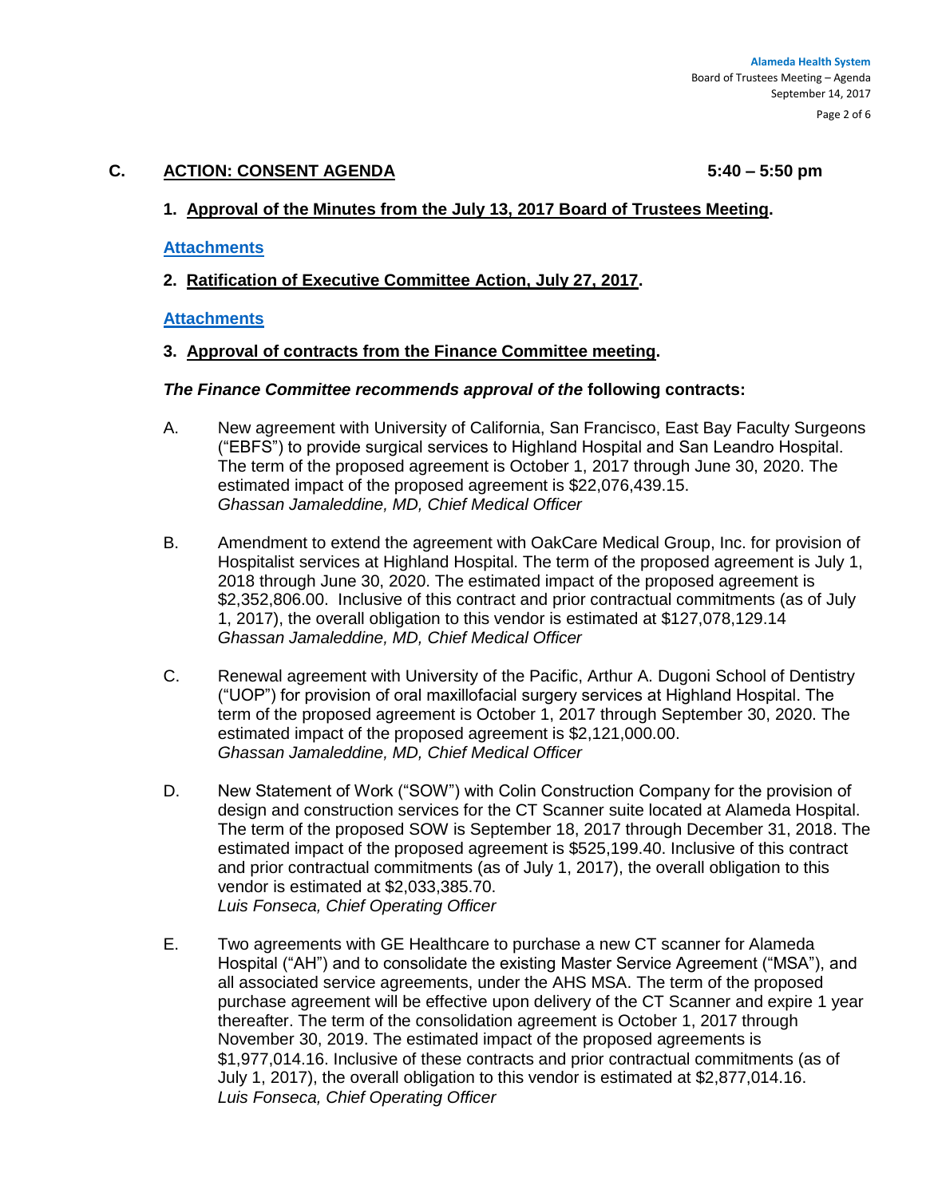## C. ACTION: CONSENT AGENDA 5:40 – 5:50 pm

**1. Approval of the Minutes from the July 13, 2017 Board of Trustees Meeting.**

**Attachments**

**2. Ratification of Executive Committee Action, July 27, 2017.**

**Attachments**

**3. Approval of contracts from the Finance Committee meeting.**

***The Finance Committee recommends approval of the* following contracts:**

A. New agreement with University of California, San Francisco, East Bay Faculty Surgeons ("EBFS") to provide surgical services to Highland Hospital and San Leandro Hospital. The term of the proposed agreement is October 1, 2017 through June 30, 2020. The estimated impact of the proposed agreement is $22,076,439.15.
*Ghassan Jamaleddine, MD, Chief Medical Officer*

B. Amendment to extend the agreement with OakCare Medical Group, Inc. for provision of Hospitalist services at Highland Hospital. The term of the proposed agreement is July 1, 2018 through June 30, 2020. The estimated impact of the proposed agreement is $2,352,806.00. Inclusive of this contract and prior contractual commitments (as of July 1, 2017), the overall obligation to this vendor is estimated at $127,078,129.14
*Ghassan Jamaleddine, MD, Chief Medical Officer*

C. Renewal agreement with University of the Pacific, Arthur A. Dugoni School of Dentistry ("UOP") for provision of oral maxillofacial surgery services at Highland Hospital. The term of the proposed agreement is October 1, 2017 through September 30, 2020. The estimated impact of the proposed agreement is $2,121,000.00.
*Ghassan Jamaleddine, MD, Chief Medical Officer*

D. New Statement of Work ("SOW") with Colin Construction Company for the provision of design and construction services for the CT Scanner suite located at Alameda Hospital. The term of the proposed SOW is September 18, 2017 through December 31, 2018. The estimated impact of the proposed agreement is $525,199.40. Inclusive of this contract and prior contractual commitments (as of July 1, 2017), the overall obligation to this vendor is estimated at $2,033,385.70.
*Luis Fonseca, Chief Operating Officer*

E. Two agreements with GE Healthcare to purchase a new CT scanner for Alameda Hospital ("AH") and to consolidate the existing Master Service Agreement ("MSA"), and all associated service agreements, under the AHS MSA. The term of the proposed purchase agreement will be effective upon delivery of the CT Scanner and expire 1 year thereafter. The term of the consolidation agreement is October 1, 2017 through November 30, 2019. The estimated impact of the proposed agreements is $1,977,014.16. Inclusive of these contracts and prior contractual commitments (as of July 1, 2017), the overall obligation to this vendor is estimated at $2,877,014.16.
*Luis Fonseca, Chief Operating Officer*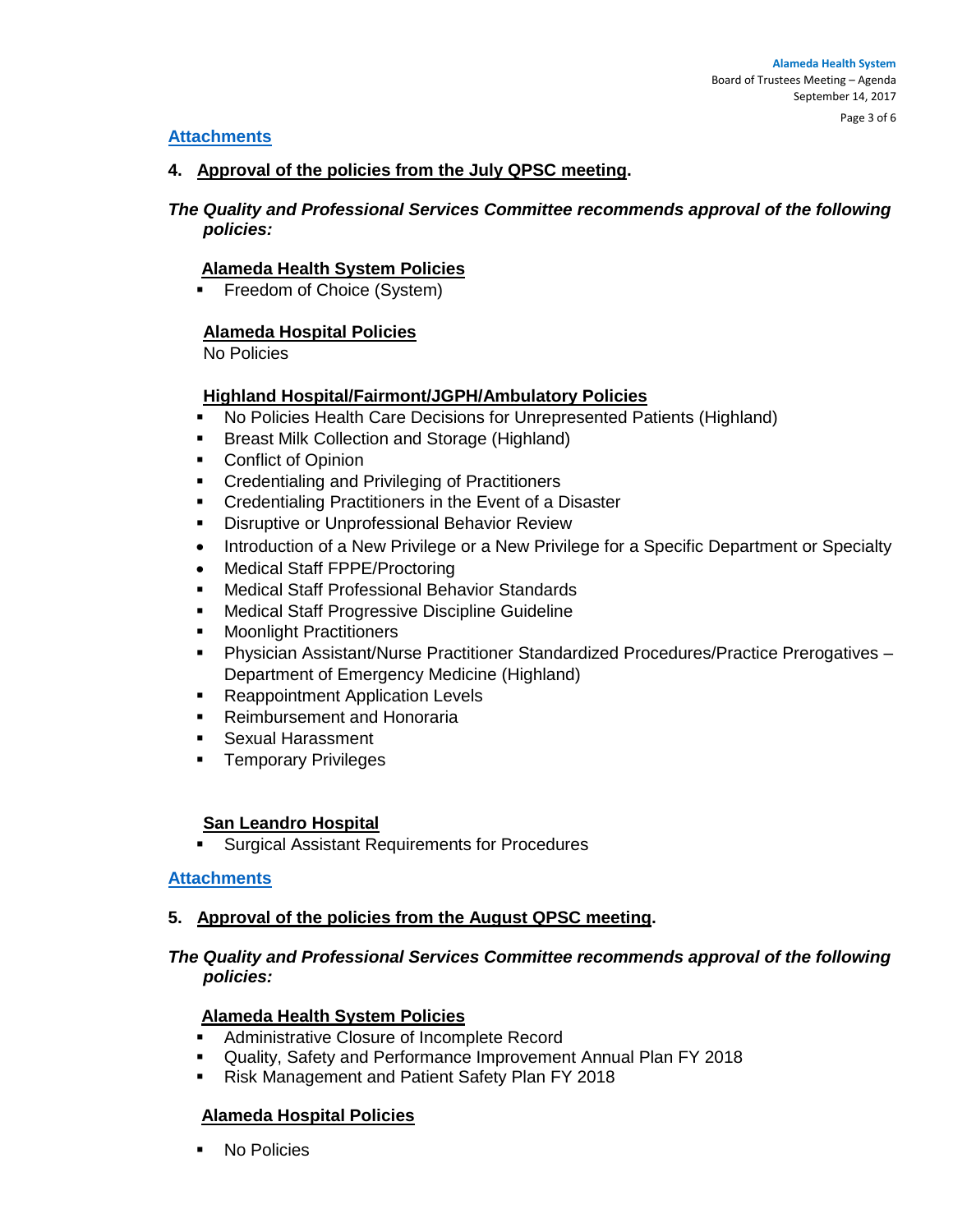[Attachments]

4. **Approval of the policies from the July QPSC meeting.**

***The Quality and Professional Services Committee recommends approval of the following policies:***

**Alameda Health System Policies**

- Freedom of Choice (System)

**Alameda Hospital Policies**

No Policies

**Highland Hospital/Fairmont/JGPH/Ambulatory Policies**

- No Policies Health Care Decisions for Unrepresented Patients (Highland)
- Breast Milk Collection and Storage (Highland)
- Conflict of Opinion
- Credentialing and Privileging of Practitioners
- Credentialing Practitioners in the Event of a Disaster
- Disruptive or Unprofessional Behavior Review
- Introduction of a New Privilege or a New Privilege for a Specific Department or Specialty
- Medical Staff FPPE/Proctoring
- Medical Staff Professional Behavior Standards
- Medical Staff Progressive Discipline Guideline
- Moonlight Practitioners
- Physician Assistant/Nurse Practitioner Standardized Procedures/Practice Prerogatives – Department of Emergency Medicine (Highland)
- Reappointment Application Levels
- Reimbursement and Honoraria
- Sexual Harassment
- Temporary Privileges

**San Leandro Hospital**

- Surgical Assistant Requirements for Procedures

[Attachments]

5. **Approval of the policies from the August QPSC meeting.**

***The Quality and Professional Services Committee recommends approval of the following policies:***

**Alameda Health System Policies**

- Administrative Closure of Incomplete Record
- Quality, Safety and Performance Improvement Annual Plan FY 2018
- Risk Management and Patient Safety Plan FY 2018

**Alameda Hospital Policies**

- No Policies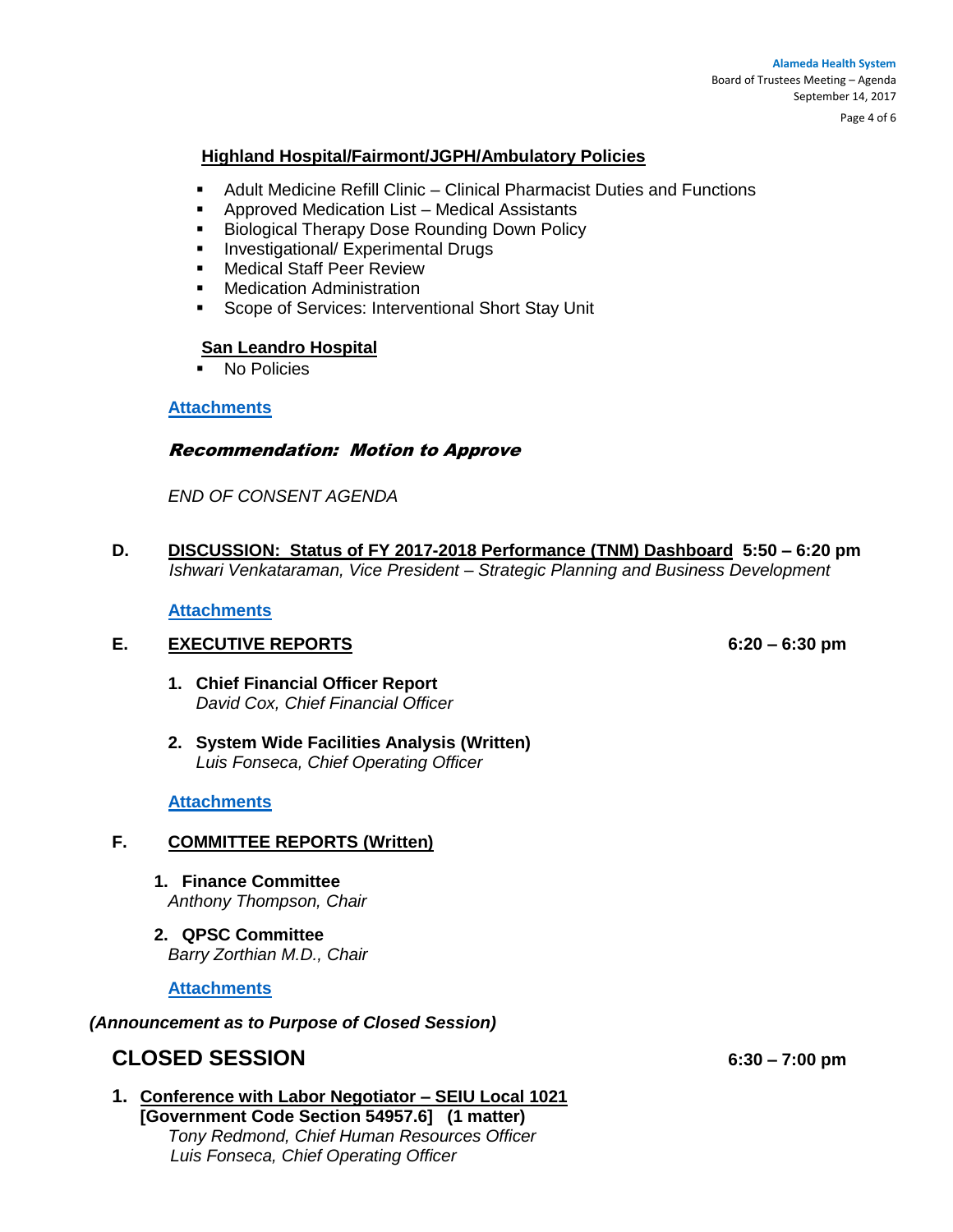**Highland Hospital/Fairmont/JGPH/Ambulatory Policies**

- Adult Medicine Refill Clinic – Clinical Pharmacist Duties and Functions
- Approved Medication List – Medical Assistants
- Biological Therapy Dose Rounding Down Policy
- Investigational/ Experimental Drugs
- Medical Staff Peer Review
- Medication Administration
- Scope of Services: Interventional Short Stay Unit

**San Leandro Hospital**

- No Policies

**Attachments**

***Recommendation: Motion to Approve***

*END OF CONSENT AGENDA*

**D. DISCUSSION: Status of FY 2017-2018 Performance (TNM) Dashboard 5:50 – 6:20 pm**
*Ishwari Venkataraman, Vice President – Strategic Planning and Business Development*

**Attachments**

**E. EXECUTIVE REPORTS 6:20 – 6:30 pm**

1. **Chief Financial Officer Report**
   *David Cox, Chief Financial Officer*

2. **System Wide Facilities Analysis (Written)**
   *Luis Fonseca, Chief Operating Officer*

**Attachments**

**F. COMMITTEE REPORTS (Written)**

1. **Finance Committee**
   *Anthony Thompson, Chair*

2. **QPSC Committee**
   *Barry Zorthian M.D., Chair*

**Attachments**

***(Announcement as to Purpose of Closed Session)***

## CLOSED SESSION 6:30 – 7:00 pm

1. **Conference with Labor Negotiator – SEIU Local 1021**
   **[Government Code Section 54957.6] (1 matter)**
   *Tony Redmond, Chief Human Resources Officer*
   *Luis Fonseca, Chief Operating Officer*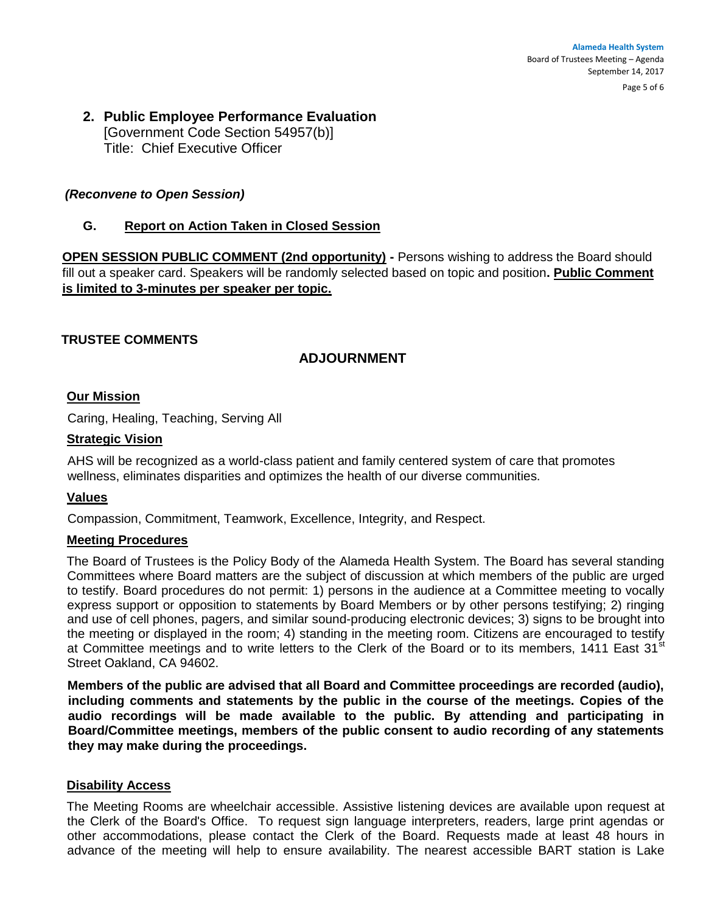**2. Public Employee Performance Evaluation**
[Government Code Section 54957(b)]
Title: Chief Executive Officer

***(Reconvene to Open Session)***

**G. Report on Action Taken in Closed Session**

**OPEN SESSION PUBLIC COMMENT (2nd opportunity) -** Persons wishing to address the Board should fill out a speaker card. Speakers will be randomly selected based on topic and position**. Public Comment is limited to 3-minutes per speaker per topic.**

**TRUSTEE COMMENTS**

## ADJOURNMENT

**Our Mission**

Caring, Healing, Teaching, Serving All

**Strategic Vision**

AHS will be recognized as a world-class patient and family centered system of care that promotes wellness, eliminates disparities and optimizes the health of our diverse communities.

**Values**

Compassion, Commitment, Teamwork, Excellence, Integrity, and Respect.

**Meeting Procedures**

The Board of Trustees is the Policy Body of the Alameda Health System. The Board has several standing Committees where Board matters are the subject of discussion at which members of the public are urged to testify. Board procedures do not permit: 1) persons in the audience at a Committee meeting to vocally express support or opposition to statements by Board Members or by other persons testifying; 2) ringing and use of cell phones, pagers, and similar sound-producing electronic devices; 3) signs to be brought into the meeting or displayed in the room; 4) standing in the meeting room. Citizens are encouraged to testify at Committee meetings and to write letters to the Clerk of the Board or to its members, 1411 East 31st Street Oakland, CA 94602.

**Members of the public are advised that all Board and Committee proceedings are recorded (audio), including comments and statements by the public in the course of the meetings. Copies of the audio recordings will be made available to the public. By attending and participating in Board/Committee meetings, members of the public consent to audio recording of any statements they may make during the proceedings.**

**Disability Access**

The Meeting Rooms are wheelchair accessible. Assistive listening devices are available upon request at the Clerk of the Board's Office. To request sign language interpreters, readers, large print agendas or other accommodations, please contact the Clerk of the Board. Requests made at least 48 hours in advance of the meeting will help to ensure availability. The nearest accessible BART station is Lake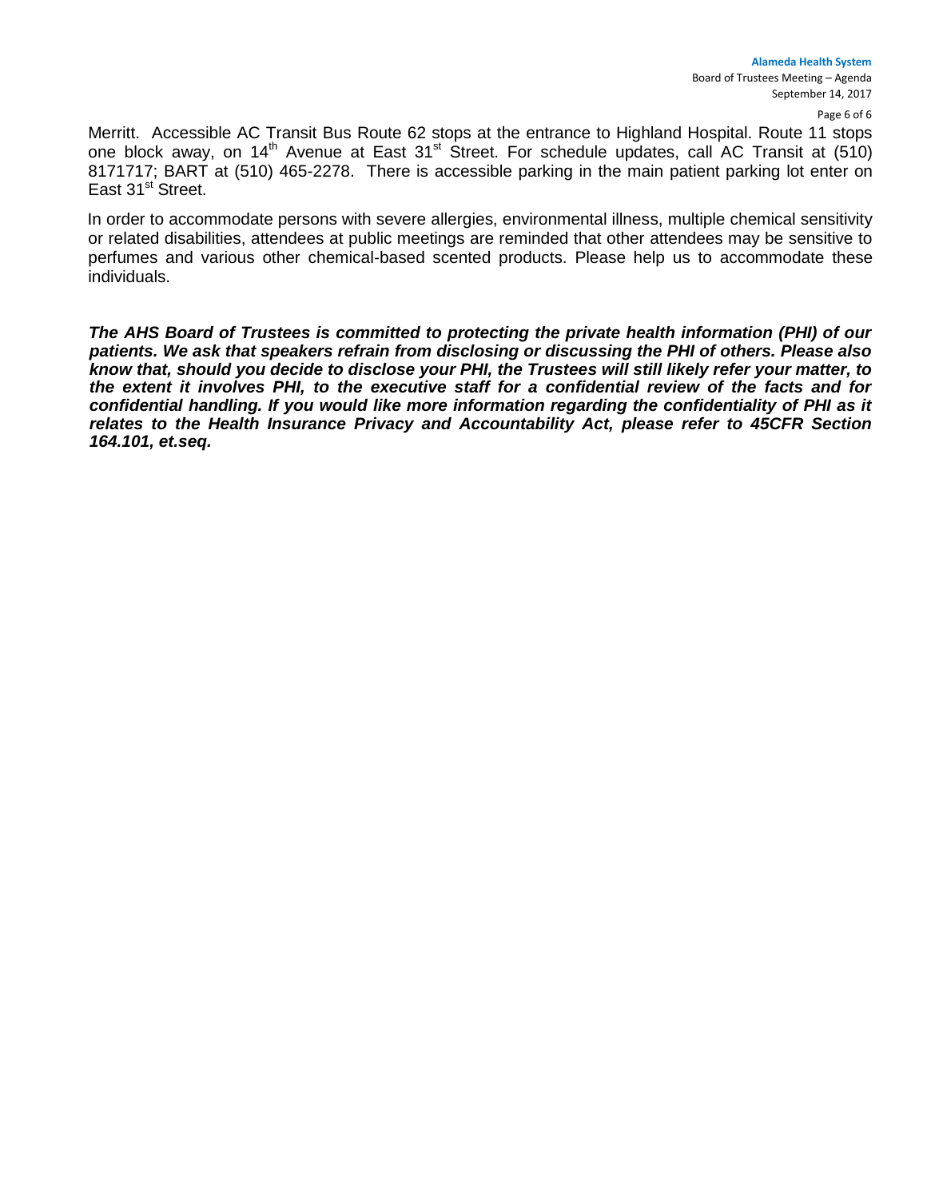Merritt. Accessible AC Transit Bus Route 62 stops at the entrance to Highland Hospital. Route 11 stops one block away, on 14th Avenue at East 31st Street. For schedule updates, call AC Transit at (510) 8171717; BART at (510) 465-2278. There is accessible parking in the main patient parking lot enter on East 31st Street.

In order to accommodate persons with severe allergies, environmental illness, multiple chemical sensitivity or related disabilities, attendees at public meetings are reminded that other attendees may be sensitive to perfumes and various other chemical-based scented products. Please help us to accommodate these individuals.

***The AHS Board of Trustees is committed to protecting the private health information (PHI) of our patients. We ask that speakers refrain from disclosing or discussing the PHI of others. Please also know that, should you decide to disclose your PHI, the Trustees will still likely refer your matter, to the extent it involves PHI, to the executive staff for a confidential review of the facts and for confidential handling. If you would like more information regarding the confidentiality of PHI as it relates to the Health Insurance Privacy and Accountability Act, please refer to 45CFR Section 164.101, et.seq.***